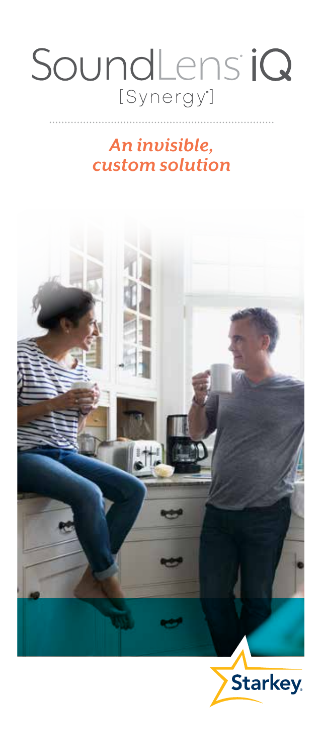# SoundLens iQ

[Synergy®]

*An invisible, custom solution*

Starkey®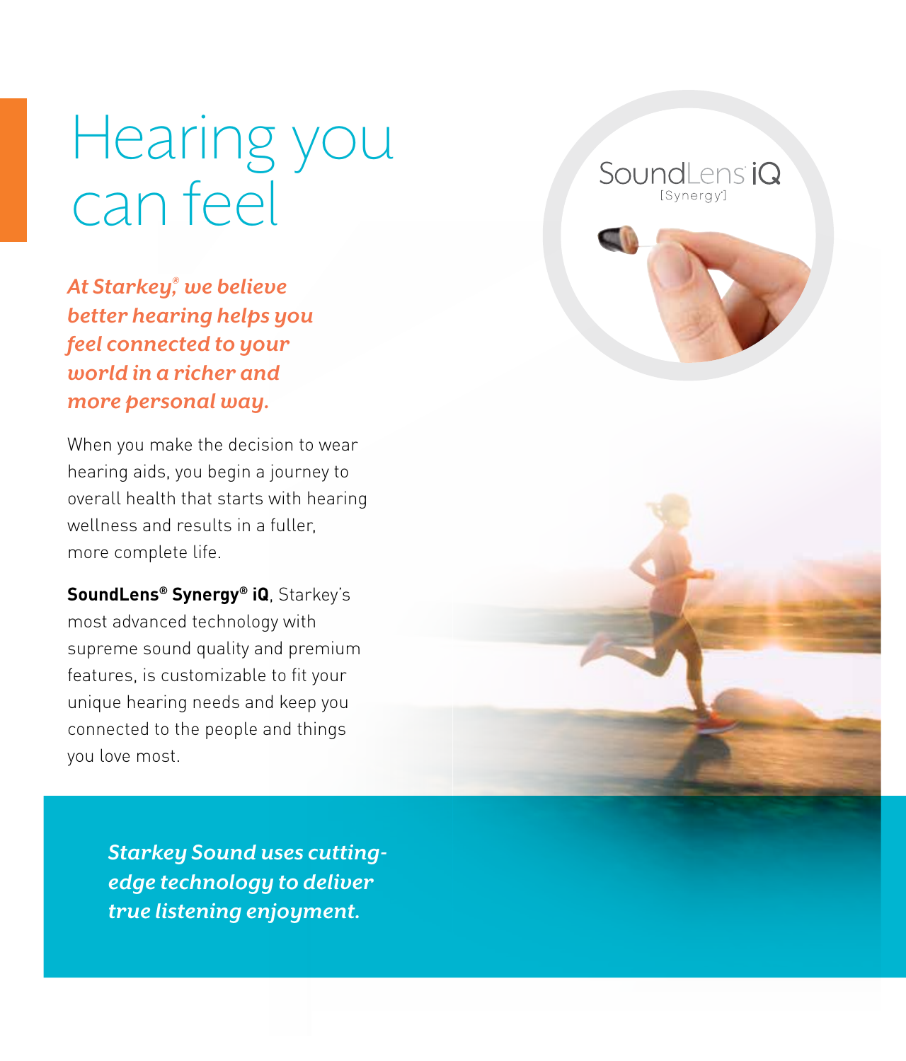# Hearing you can feel

***At Starkey,® we believe better hearing helps you feel connected to your world in a richer and more personal way.***

When you make the decision to wear hearing aids, you begin a journey to overall health that starts with hearing wellness and results in a fuller, more complete life.

**SoundLens® Synergy® iQ**, Starkey's most advanced technology with supreme sound quality and premium features, is customizable to fit your unique hearing needs and keep you connected to the people and things you love most.

SoundLens iQ [Synergy®]

***Starkey Sound uses cutting-edge technology to deliver true listening enjoyment.***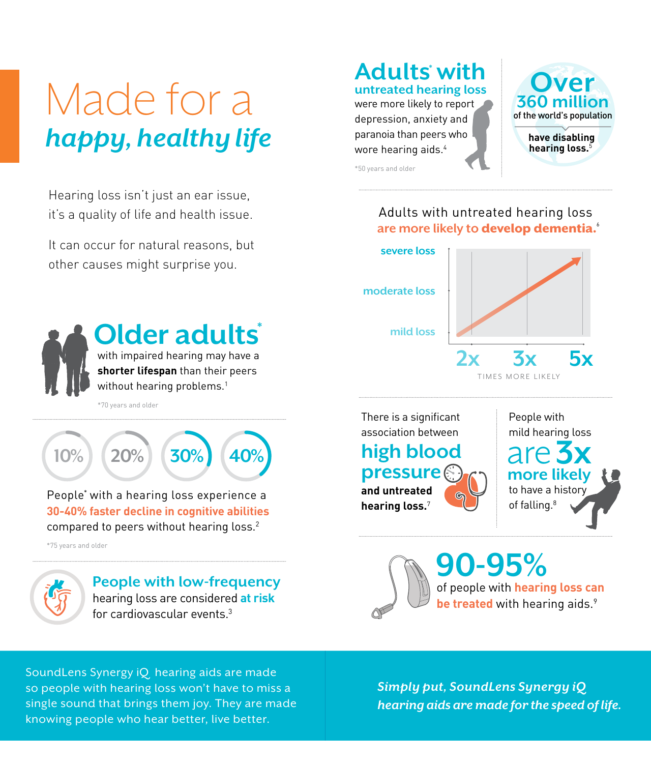# Made for a *happy, healthy life*

Hearing loss isn't just an ear issue, it's a quality of life and health issue.

It can occur for natural reasons, but other causes might surprise you.

## Older adults*

with impaired hearing may have a **shorter lifespan** than their peers without hearing problems.[1]

*70 years and older

10% 20% 30% 40%

People* with a hearing loss experience a **30-40% faster decline in cognitive abilities** compared to peers without hearing loss.[2]

*75 years and older

**People with low-frequency** hearing loss are considered **at risk** for cardiovascular events.[3]

## Adults* with untreated hearing loss

were more likely to report depression, anxiety and paranoia than peers who wore hearing aids.[4]

*50 years and older

## Over 360 million

of the world's population **have disabling hearing loss.**[5]

Adults with untreated hearing loss **are more likely to develop dementia.**[6]

| Hearing loss | Times more likely |
|---|---|
| mild loss | 2x |
| moderate loss | 3x |
| severe loss | 5x |

TIMES MORE LIKELY

There is a significant association between **high blood pressure and untreated hearing loss.**[7]

People with mild hearing loss **are 3x more likely** to have a history of falling.[8]

## 90-95%

of people with **hearing loss can be treated** with hearing aids.[9]

SoundLens Synergy iQ hearing aids are made so people with hearing loss won't have to miss a single sound that brings them joy. They are made knowing people who hear better, live better.

***Simply put, SoundLens Synergy iQ hearing aids are made for the speed of life.***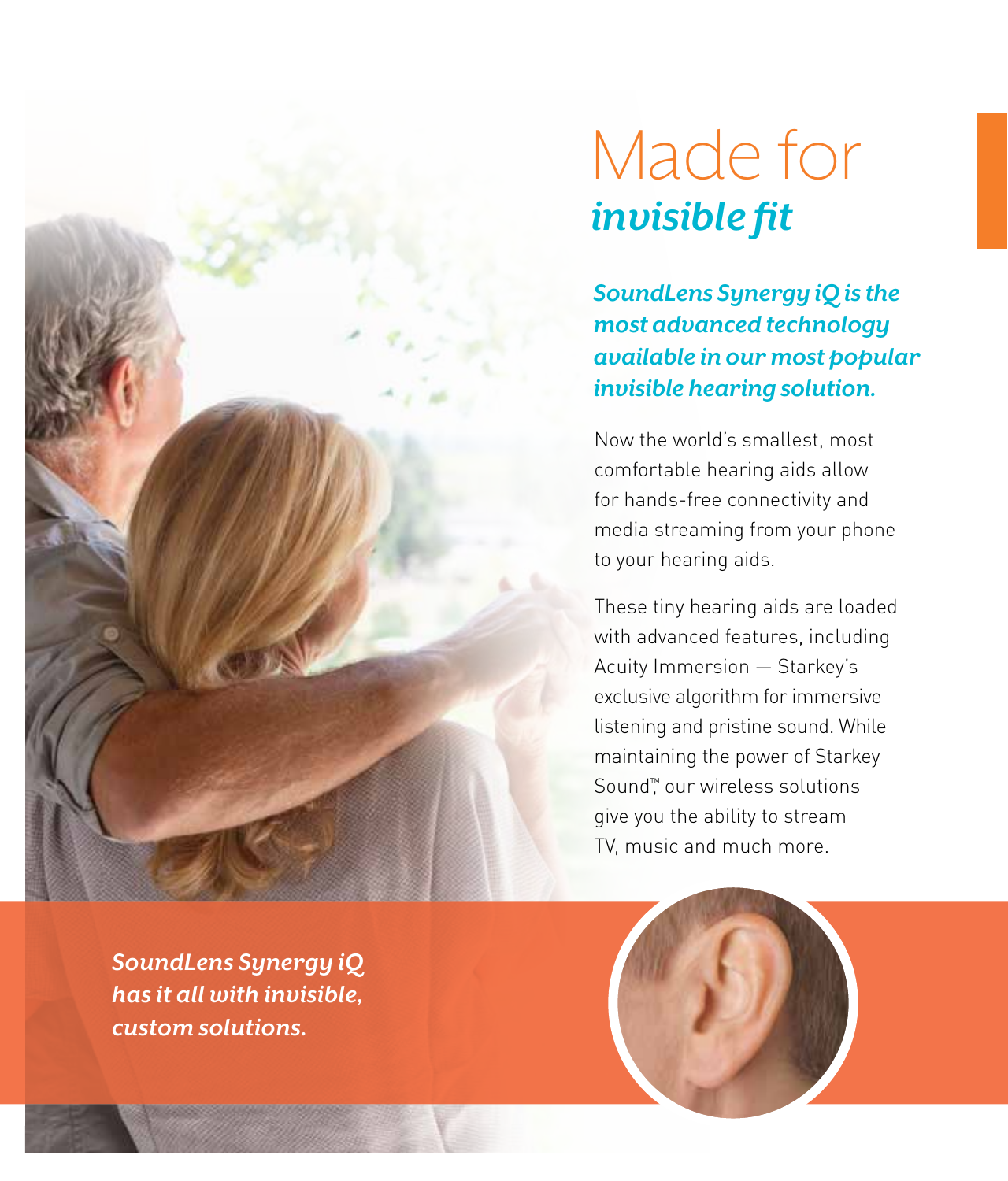# Made for *invisible fit*

***SoundLens Synergy iQ is the most advanced technology available in our most popular invisible hearing solution.***

Now the world's smallest, most comfortable hearing aids allow for hands-free connectivity and media streaming from your phone to your hearing aids.

These tiny hearing aids are loaded with advanced features, including Acuity Immersion — Starkey's exclusive algorithm for immersive listening and pristine sound. While maintaining the power of Starkey Sound™, our wireless solutions give you the ability to stream TV, music and much more.

***SoundLens Synergy iQ has it all with invisible, custom solutions.***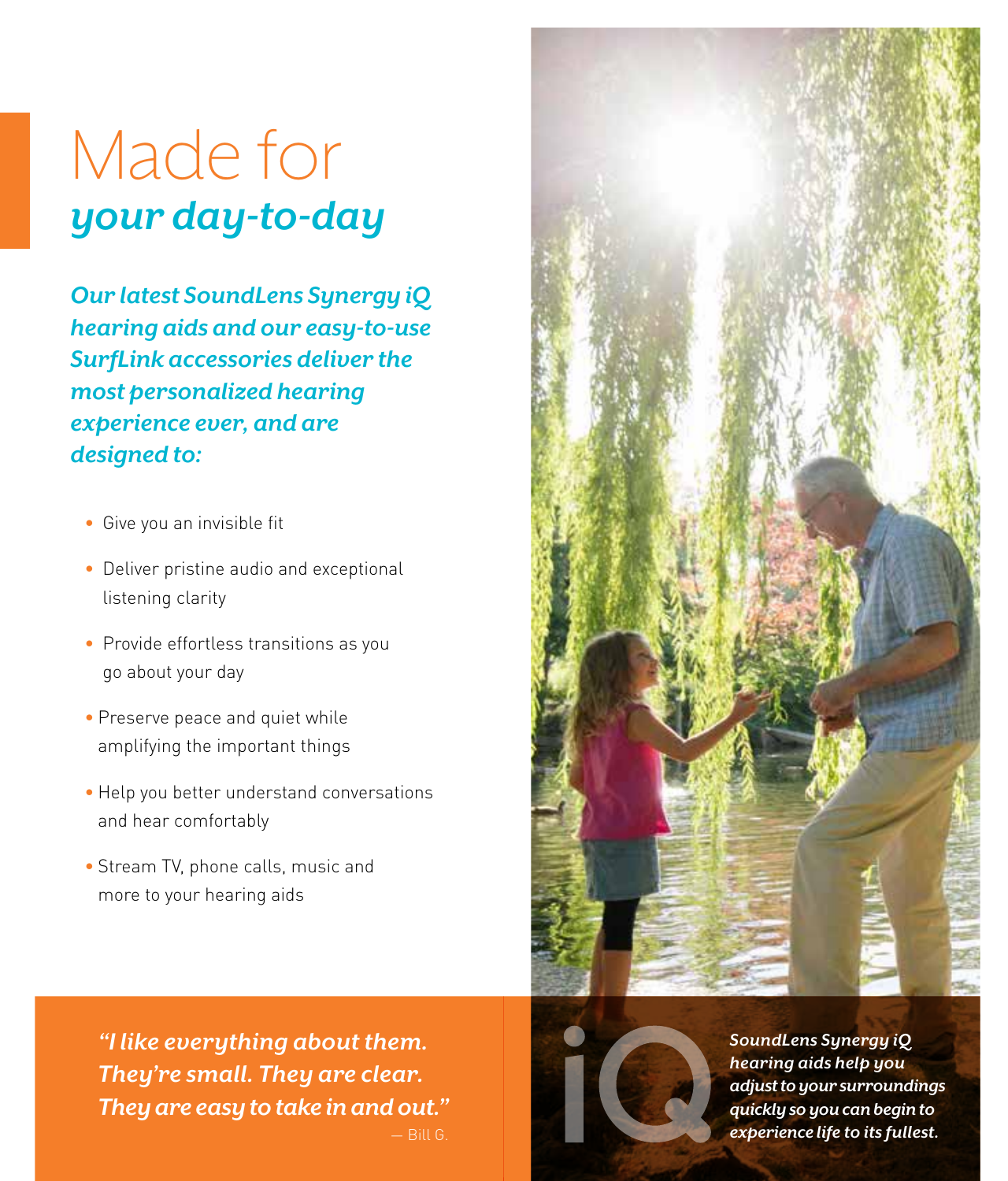# Made for *your day-to-day*

***Our latest SoundLens Synergy iQ hearing aids and our easy-to-use SurfLink accessories deliver the most personalized hearing experience ever, and are designed to:***

- Give you an invisible fit
- Deliver pristine audio and exceptional listening clarity
- Provide effortless transitions as you go about your day
- Preserve peace and quiet while amplifying the important things
- Help you better understand conversations and hear comfortably
- Stream TV, phone calls, music and more to your hearing aids

***"I like everything about them. They're small. They are clear. They are easy to take in and out."***

— Bill G.

iQ

***SoundLens Synergy iQ hearing aids help you adjust to your surroundings quickly so you can begin to experience life to its fullest.***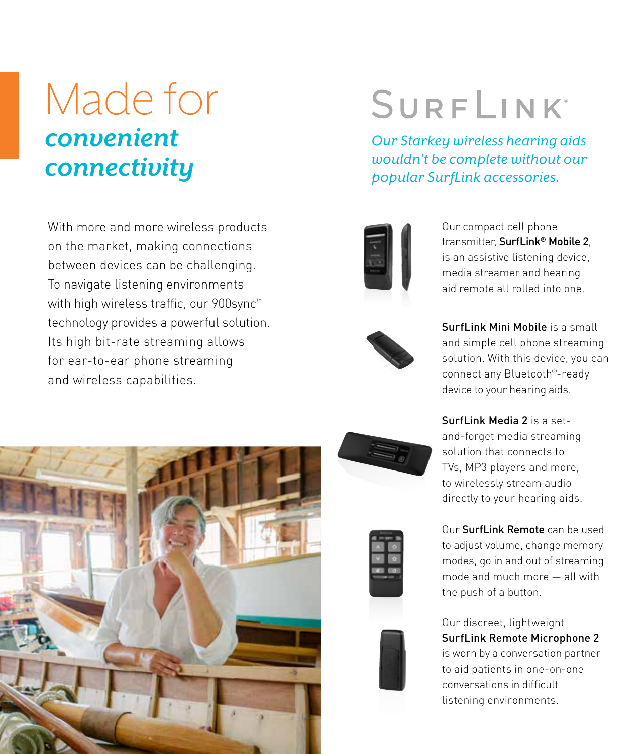# Made for *convenient connectivity*

With more and more wireless products on the market, making connections between devices can be challenging. To navigate listening environments with high wireless traffic, our 900sync™ technology provides a powerful solution. Its high bit-rate streaming allows for ear-to-ear phone streaming and wireless capabilities.

## SurfLink®

*Our Starkey wireless hearing aids wouldn't be complete without our popular SurfLink accessories.*

Our compact cell phone transmitter, **SurfLink® Mobile 2**, is an assistive listening device, media streamer and hearing aid remote all rolled into one.

**SurfLink Mini Mobile** is a small and simple cell phone streaming solution. With this device, you can connect any Bluetooth®-ready device to your hearing aids.

**SurfLink Media 2** is a set-and-forget media streaming solution that connects to TVs, MP3 players and more, to wirelessly stream audio directly to your hearing aids.

Our **SurfLink Remote** can be used to adjust volume, change memory modes, go in and out of streaming mode and much more — all with the push of a button.

Our discreet, lightweight **SurfLink Remote Microphone 2** is worn by a conversation partner to aid patients in one-on-one conversations in difficult listening environments.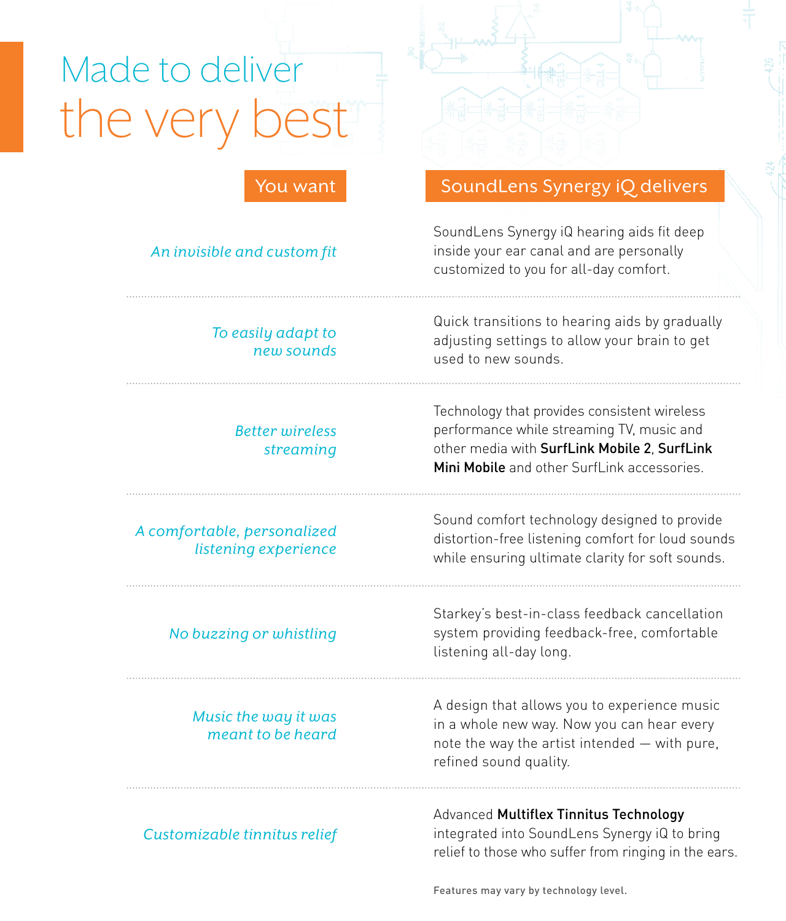# Made to deliver the very best

| You want | SoundLens Synergy iQ delivers |
| --- | --- |
| *An invisible and custom fit* | SoundLens Synergy iQ hearing aids fit deep inside your ear canal and are personally customized to you for all-day comfort. |
| *To easily adapt to new sounds* | Quick transitions to hearing aids by gradually adjusting settings to allow your brain to get used to new sounds. |
| *Better wireless streaming* | Technology that provides consistent wireless performance while streaming TV, music and other media with **SurfLink Mobile 2**, **SurfLink Mini Mobile** and other SurfLink accessories. |
| *A comfortable, personalized listening experience* | Sound comfort technology designed to provide distortion-free listening comfort for loud sounds while ensuring ultimate clarity for soft sounds. |
| *No buzzing or whistling* | Starkey's best-in-class feedback cancellation system providing feedback-free, comfortable listening all-day long. |
| *Music the way it was meant to be heard* | A design that allows you to experience music in a whole new way. Now you can hear every note the way the artist intended — with pure, refined sound quality. |
| *Customizable tinnitus relief* | Advanced **Multiflex Tinnitus Technology** integrated into SoundLens Synergy iQ to bring relief to those who suffer from ringing in the ears. |

Features may vary by technology level.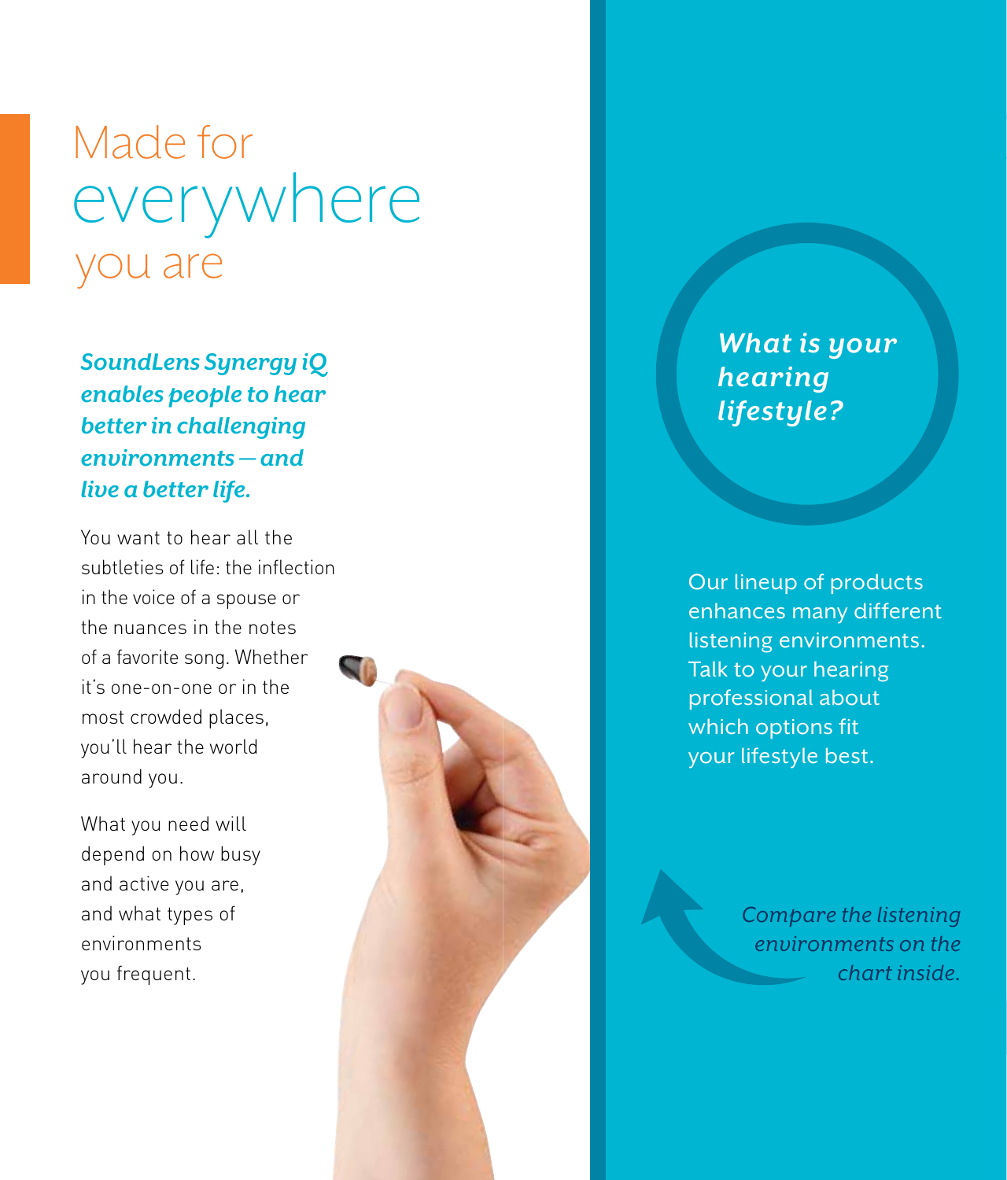# Made for everywhere you are

***SoundLens Synergy iQ enables people to hear better in challenging environments — and live a better life.***

You want to hear all the subtleties of life: the inflection in the voice of a spouse or the nuances in the notes of a favorite song. Whether it's one-on-one or in the most crowded places, you'll hear the world around you.

What you need will depend on how busy and active you are, and what types of environments you frequent.

***What is your hearing lifestyle?***

Our lineup of products enhances many different listening environments. Talk to your hearing professional about which options fit your lifestyle best.

*Compare the listening environments on the chart inside.*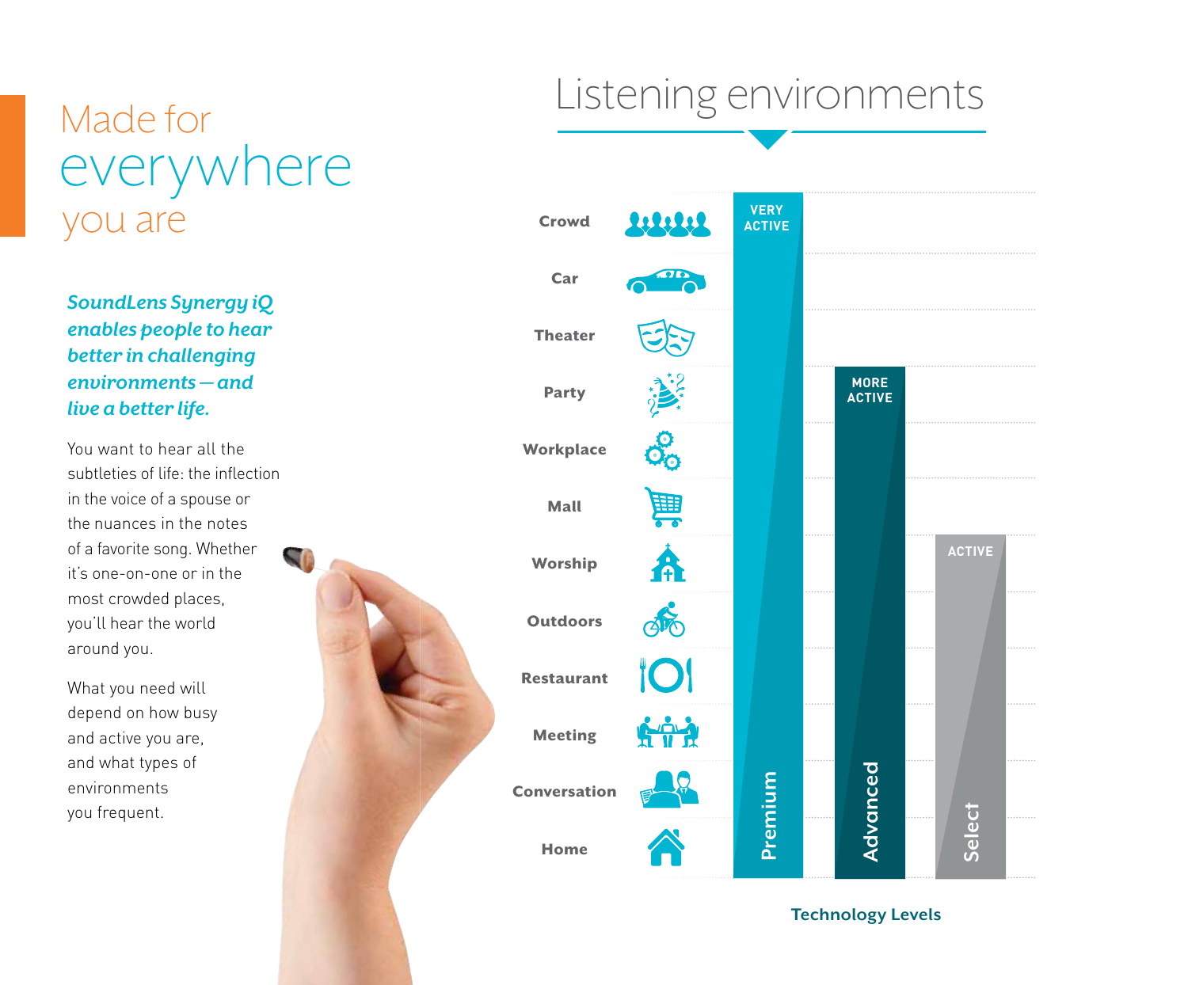# Made for everywhere you are

***SoundLens Synergy iQ enables people to hear better in challenging environments — and live a better life.***

You want to hear all the subtleties of life: the inflection in the voice of a spouse or the nuances in the notes of a favorite song. Whether it's one-on-one or in the most crowded places, you'll hear the world around you.

What you need will depend on how busy and active you are, and what types of environments you frequent.

## Listening environments

- Crowd
- Car
- Theater
- Party
- Workplace
- Mall
- Worship
- Outdoors
- Restaurant
- Meeting
- Conversation
- Home

**Technology Levels**

- **Premium** — VERY ACTIVE
- **Advanced** — MORE ACTIVE
- **Select** — ACTIVE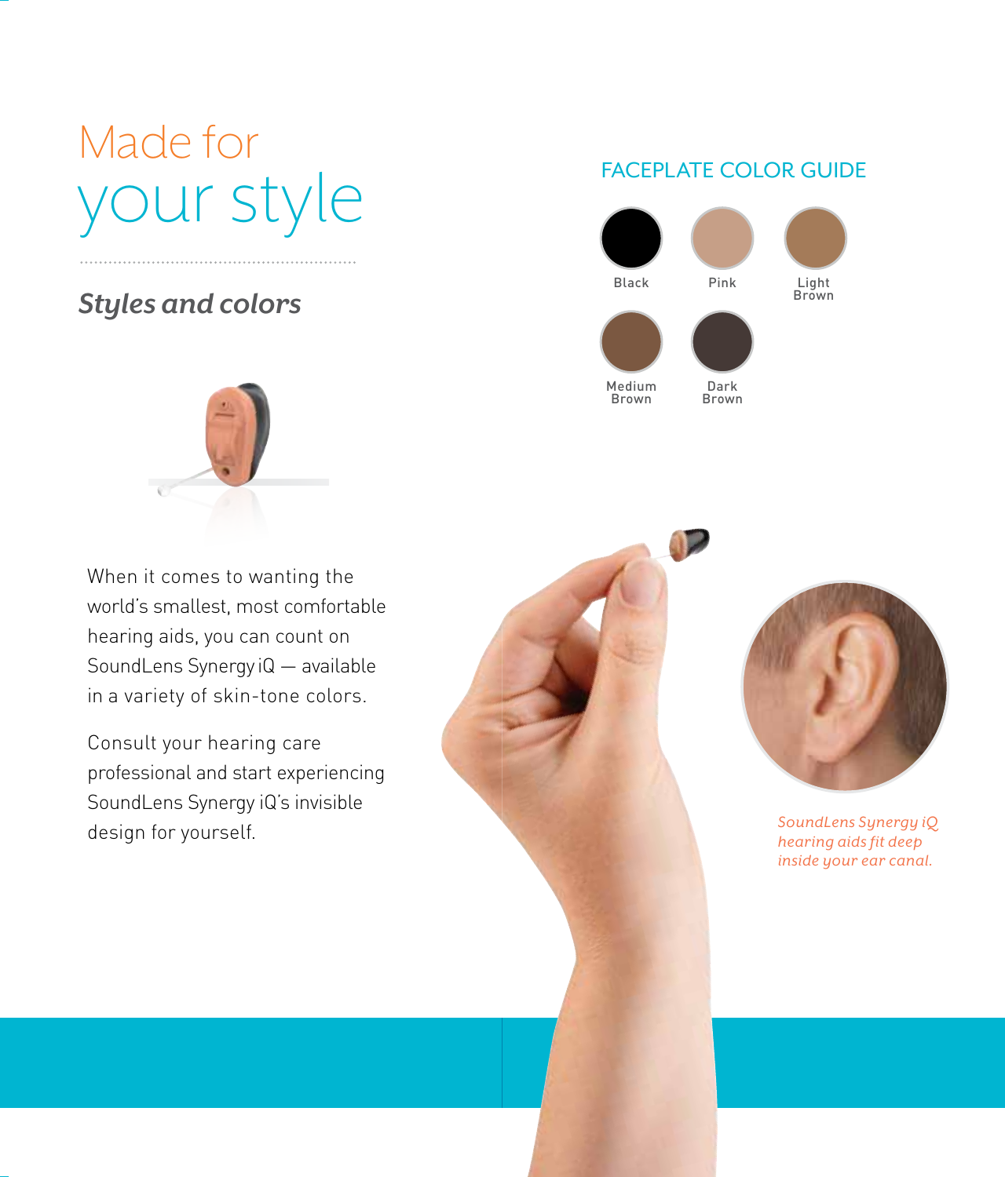# Made for your style

## *Styles and colors*

When it comes to wanting the world's smallest, most comfortable hearing aids, you can count on SoundLens Synergy iQ — available in a variety of skin-tone colors.

Consult your hearing care professional and start experiencing SoundLens Synergy iQ's invisible design for yourself.

### FACEPLATE COLOR GUIDE

- Black
- Pink
- Light Brown
- Medium Brown
- Dark Brown

*SoundLens Synergy iQ hearing aids fit deep inside your ear canal.*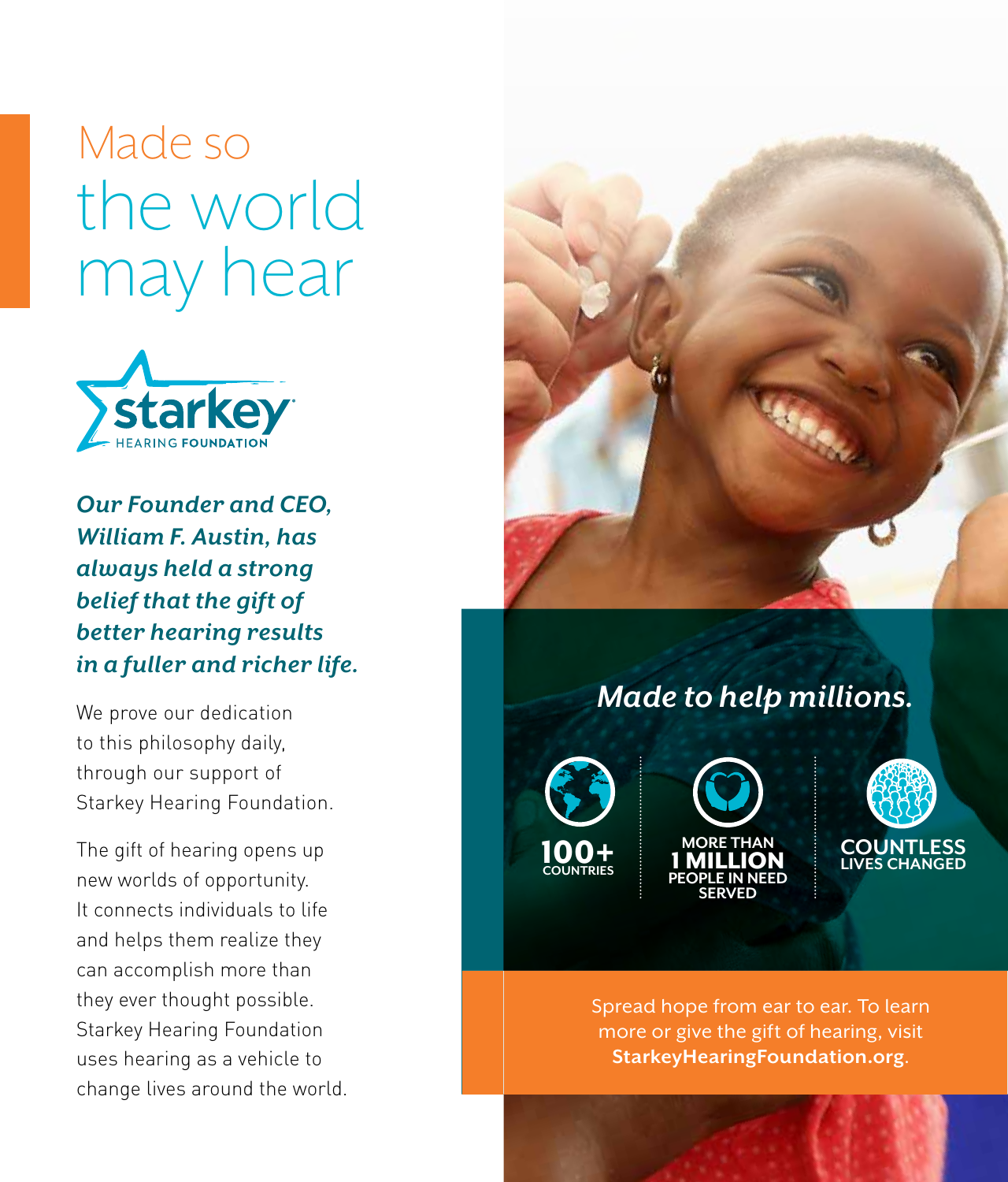# Made so the world may hear

starkey HEARING FOUNDATION

***Our Founder and CEO, William F. Austin, has always held a strong belief that the gift of better hearing results in a fuller and richer life.***

We prove our dedication to this philosophy daily, through our support of Starkey Hearing Foundation.

The gift of hearing opens up new worlds of opportunity. It connects individuals to life and helps them realize they can accomplish more than they ever thought possible. Starkey Hearing Foundation uses hearing as a vehicle to change lives around the world.

## *Made to help millions.*

**100+** COUNTRIES

MORE THAN **1 MILLION** PEOPLE IN NEED SERVED

**COUNTLESS** LIVES CHANGED

Spread hope from ear to ear. To learn more or give the gift of hearing, visit **StarkeyHearingFoundation.org**.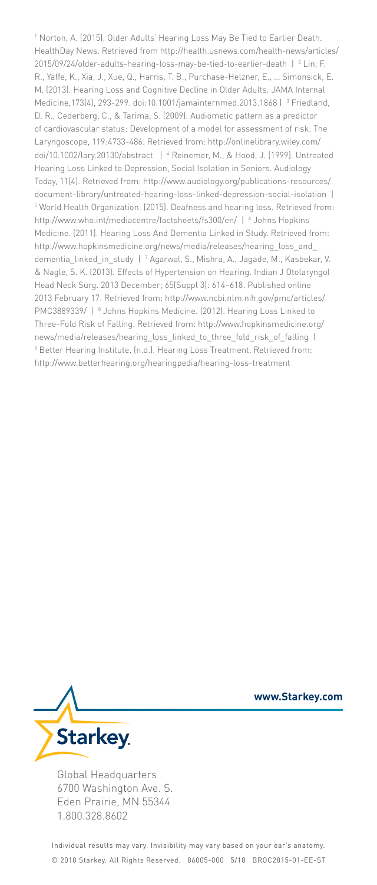[1] Norton, A. (2015). Older Adults' Hearing Loss May Be Tied to Earlier Death. HealthDay News. Retrieved from http://health.usnews.com/health-news/articles/2015/09/24/older-adults-hearing-loss-may-be-tied-to-earlier-death | [2] Lin, F. R., Yaffe, K., Xia, J., Xue, Q., Harris, T. B., Purchase-Helzner, E., ... Simonsick, E. M. (2013). Hearing Loss and Cognitive Decline in Older Adults. JAMA Internal Medicine,173(4), 293-299. doi:10.1001/jamainternmed.2013.1868 | [3] Friedland, D. R., Cederberg, C., & Tarima, S. (2009). Audiometic pattern as a predictor of cardiovascular status: Development of a model for assessment of risk. The Laryngoscope, 119:4733-486. Retrieved from: http://onlinelibrary.wiley.com/doi/10.1002/lary.20130/abstract | [4] Reinemer, M., & Hood, J. (1999). Untreated Hearing Loss Linked to Depression, Social Isolation in Seniors. Audiology Today, 11(4). Retrieved from: http://www.audiology.org/publications-resources/document-library/untreated-hearing-loss-linked-depression-social-isolation | [5] World Health Organization. (2015). Deafness and hearing loss. Retrieved from: http://www.who.int/mediacentre/factsheets/fs300/en/ | [6] Johns Hopkins Medicine. (2011). Hearing Loss And Dementia Linked in Study. Retrieved from: http://www.hopkinsmedicine.org/news/media/releases/hearing_loss_and_dementia_linked_in_study | [7] Agarwal, S., Mishra, A., Jagade, M., Kasbekar, V. & Nagle, S. K. (2013). Effects of Hypertension on Hearing. Indian J Otolaryngol Head Neck Surg. 2013 December; 65(Suppl 3): 614–618. Published online 2013 February 17. Retrieved from: http://www.ncbi.nlm.nih.gov/pmc/articles/PMC3889339/ | [8] Johns Hopkins Medicine. (2012). Hearing Loss Linked to Three-Fold Risk of Falling. Retrieved from: http://www.hopkinsmedicine.org/news/media/releases/hearing_loss_linked_to_three_fold_risk_of_falling | [9] Better Hearing Institute. (n.d.). Hearing Loss Treatment. Retrieved from: http://www.betterhearing.org/hearingpedia/hearing-loss-treatment

**www.Starkey.com**

Starkey.

Global Headquarters
6700 Washington Ave. S.
Eden Prairie, MN 55344
1.800.328.8602

Individual results may vary. Invisibility may vary based on your ear's anatomy.

© 2018 Starkey. All Rights Reserved. 86005-000 5/18 BROC2815-01-EE-ST